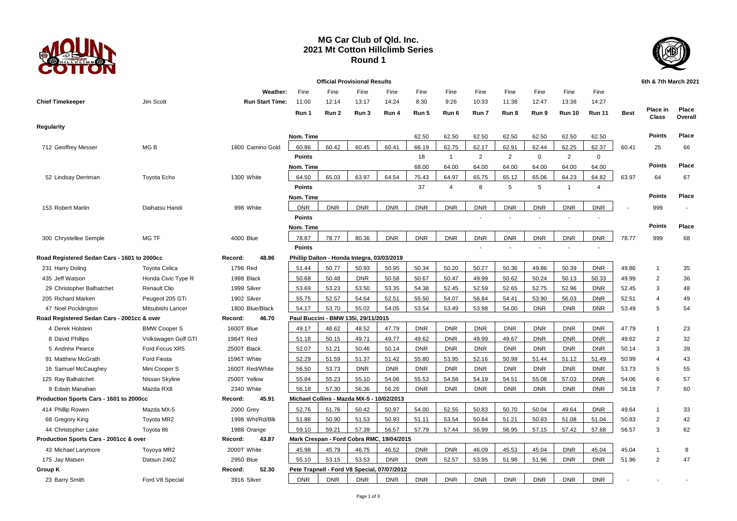# MG Car Club of Qld. Inc.
## 2021 Mt Cotton Hillclimb Series
## Round 1

**Official Provisional Results** — 6th & 7th March 2021

| | | | Fine | Fine | Fine | Fine | Fine | Fine | Fine | Fine | Fine | Fine | Fine | | | |
|---|---|---|---|---|---|---|---|---|---|---|---|---|---|---|---|---|
| **Chief Timekeeper** | Jim Scott | **Weather:** | Fine | Fine | Fine | Fine | Fine | Fine | Fine | Fine | Fine | Fine | Fine | | | |
| | | **Run Start Time:** | 11:00 | 12:14 | 13:17 | 14:24 | 8:30 | 9:26 | 10:33 | 11:38 | 12:47 | 13:38 | 14:27 | | | |
| | | | **Run 1** | **Run 2** | **Run 3** | **Run 4** | **Run 5** | **Run 6** | **Run 7** | **Run 8** | **Run 9** | **Run 10** | **Run 11** | **Best** | **Place in Class** | **Place Overall** |
| **Regularity** | | | | | | | | | | | | | | | | |
| | | | Nom. Time | | | | 62.50 | 62.50 | 62.50 | 62.50 | 62.50 | 62.50 | 62.50 | | **Points** | **Place** |
| 712 Geoffrey Messer | MG B | 1800 Camino Gold | 60.86 | 60.42 | 60.45 | 60.41 | 66.19 | 62.75 | 62.17 | 62.91 | 62.44 | 62.25 | 62.37 | 60.41 | 25 | 66 |
| | | | Points | | | | 18 | 1 | 2 | 2 | 0 | 2 | 0 | | | |
| | | | Nom. Time | | | | 68.00 | 64.00 | 64.00 | 64.00 | 64.00 | 64.00 | 64.00 | | **Points** | **Place** |
| 52 Lindsay Derriman | Toyota Echo | 1300 White | 64.50 | 65.03 | 63.97 | 64.54 | 75.43 | 64.97 | 65.75 | 65.12 | 65.06 | 64.23 | 64.82 | 63.97 | 64 | 67 |
| | | | Points | | | | 37 | 4 | 8 | 5 | 5 | 1 | 4 | | | |
| | | | Nom. Time | | | | | | | | | | | | **Points** | **Place** |
| 153 Robert Martin | Daihatsu Handi | 998 White | DNR | DNR | DNR | DNR | DNR | DNR | DNR | DNR | DNR | DNR | DNR | - | 999 | - |
| | | | Points | | | | | | - | - | - | - | - | | | |
| | | | Nom. Time | | | | | | | | | | | | **Points** | **Place** |
| 300 Chrystellee Semple | MG TF | 4000 Blue | 78.87 | 78.77 | 80.36 | DNR | DNR | DNR | DNR | DNR | DNR | DNR | DNR | 78.77 | 999 | 68 |
| | | | Points | | | | | | - | - | - | - | - | | | |
| **Road Registered Sedan Cars - 1601 to 2000cc** | | Record: 48.96 | Phillip Dalton - Honda Integra, 03/03/2019 | | | | | | | | | | | | | |
| 231 Harry Doling | Toyota Celica | 1796 Red | 51.44 | 50.77 | 50.93 | 50.95 | 50.34 | 50.20 | 50.27 | 50.36 | 49.86 | 50.39 | DNR | 49.86 | 1 | 35 |
| 435 Jeff Watson | Honda Civic Type R | 1998 Black | 50.68 | 50.48 | DNR | 50.58 | 50.67 | 50.47 | 49.99 | 50.62 | 50.24 | 50.13 | 50.33 | 49.99 | 2 | 36 |
| 29 Christopher Balhatchet | Renault Clio | 1999 Silver | 53.69 | 53.23 | 53.50 | 53.35 | 54.38 | 52.45 | 52.59 | 52.65 | 52.75 | 52.96 | DNR | 52.45 | 3 | 48 |
| 205 Richard Marken | Peugeot 205 GTi | 1902 Silver | 55.75 | 52.57 | 54.64 | 52.51 | 55.50 | 54.07 | 56.84 | 54.41 | 53.90 | 56.03 | DNR | 52.51 | 4 | 49 |
| 47 Noel Pocklington | Mitsubishi Lancer | 1800 Blue/Black | 54.17 | 53.70 | 55.02 | 54.05 | 53.54 | 53.49 | 53.98 | 54.00 | DNR | DNR | DNR | 53.49 | 5 | 54 |
| **Road Registered Sedan Cars - 2001cc & over** | | Record: 46.70 | Paul Buccini - BMW 135i, 29/11/2015 | | | | | | | | | | | | | |
| 4 Derek Holstein | BMW Cooper S | 1600T Blue | 49.17 | 48.62 | 48.52 | 47.79 | DNR | DNR | DNR | DNR | DNR | DNR | DNR | 47.79 | 1 | 23 |
| 8 David Phillips | Volkswagen Golf GTI | 1984T Red | 51.18 | 50.15 | 49.71 | 49.77 | 49.62 | DNR | 49.99 | 49.67 | DNR | DNR | DNR | 49.62 | 2 | 32 |
| 5 Andrew Pearce | Ford Focus XR5 | 2500T Black | 52.07 | 51.21 | 50.46 | 50.14 | DNR | DNR | DNR | DNR | DNR | DNR | DNR | 50.14 | 3 | 39 |
| 91 Matthew McGrath | Ford Fiesta | 1596T White | 52.29 | 51.59 | 51.37 | 51.42 | 55.80 | 53.95 | 52.16 | 50.99 | 51.44 | 51.12 | 51.49 | 50.99 | 4 | 43 |
| 16 Samuel McCaughey | Mini Cooper S | 1600T Red/White | 56.50 | 53.73 | DNR | DNR | DNR | DNR | DNR | DNR | DNR | DNR | DNR | 53.73 | 5 | 55 |
| 125 Ray Balhatchet | Nissan Skyline | 2500T Yellow | 55.84 | 55.23 | 55.10 | 54.06 | 55.53 | 54.58 | 54.19 | 54.51 | 55.08 | 57.03 | DNR | 54.06 | 6 | 57 |
| 9 Edwin Manahan | Mazda RX8 | 2340 White | 56.18 | 57.30 | 56.36 | 56.26 | DNR | DNR | DNR | DNR | DNR | DNR | DNR | 56.18 | 7 | 60 |
| **Production Sports Cars - 1601 to 2000cc** | | Record: 45.91 | Michael Collins - Mazda MX-5 - 10/02/2013 | | | | | | | | | | | | | |
| 414 Phillip Rowen | Mazda MX-5 | 2000 Grey | 52.76 | 51.76 | 50.42 | 50.97 | 54.00 | 52.55 | 50.83 | 50.70 | 50.04 | 49.64 | DNR | 49.64 | 1 | 33 |
| 68 Gregory King | Toyota MR2 | 1998 Wht/Rd/Blk | 51.88 | 50.90 | 51.53 | 50.93 | 51.11 | 53.54 | 50.84 | 51.21 | 50.83 | 51.08 | 51.04 | 50.83 | 2 | 42 |
| 44 Christopher Lake | Toyota 86 | 1988 Orange | 59.10 | 59.21 | 57.39 | 56.57 | 57.79 | 57.44 | 56.99 | 56.95 | 57.15 | 57.42 | 57.68 | 56.57 | 3 | 62 |
| **Production Sports Cars - 2001cc & over** | | Record: 43.87 | Mark Crespan - Ford Cobra RMC, 19/04/2015 | | | | | | | | | | | | | |
| 43 Michael Larymore | Toyoya MR2 | 2000T White | 45.98 | 45.79 | 46.75 | 46.52 | DNR | DNR | 46.09 | 45.53 | 45.04 | DNR | 45.04 | 45.04 | 1 | 8 |
| 175 Jay Matsen | Datsun 240Z | 2950 Blue | 55.10 | 53.15 | 53.53 | DNR | DNR | 52.57 | 53.95 | 51.98 | 51.96 | DNR | DNR | 51.96 | 2 | 47 |
| **Group K** | | Record: 52.30 | Pete Trapnell - Ford V8 Special, 07/07/2012 | | | | | | | | | | | | | |
| 23 Barry Smith | Ford V8 Special | 3916 Silver | DNR | DNR | DNR | DNR | DNR | DNR | DNR | DNR | DNR | DNR | DNR | - | - | - |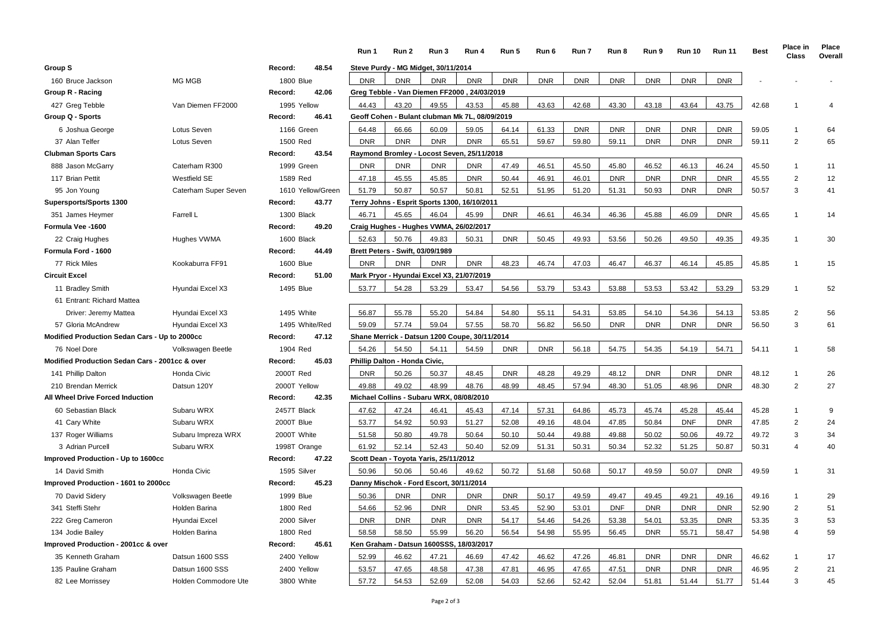| | | | | Run 1 | Run 2 | Run 3 | Run 4 | Run 5 | Run 6 | Run 7 | Run 8 | Run 9 | Run 10 | Run 11 | Best | Place in Class | Place Overall |
|---|---|---|---|---|---|---|---|---|---|---|---|---|---|---|---|---|---|
| **Group S** | | Record: | 48.54 | Steve Purdy - MG Midget, 30/11/2014 | | | | | | | | | | | | | |
| 160 Bruce Jackson | MG MGB | 1800 Blue | | DNR | DNR | DNR | DNR | DNR | DNR | DNR | DNR | DNR | DNR | DNR | - | - | - |
| **Group R - Racing** | | Record: | 42.06 | Greg Tebble - Van Diemen FF2000 , 24/03/2019 | | | | | | | | | | | | | |
| 427 Greg Tebble | Van Diemen FF2000 | 1995 Yellow | | 44.43 | 43.20 | 49.55 | 43.53 | 45.88 | 43.63 | 42.68 | 43.30 | 43.18 | 43.64 | 43.75 | 42.68 | 1 | 4 |
| **Group Q - Sports** | | Record: | 46.41 | Geoff Cohen - Bulant clubman Mk 7L, 08/09/2019 | | | | | | | | | | | | | |
| 6 Joshua George | Lotus Seven | 1166 Green | | 64.48 | 66.66 | 60.09 | 59.05 | 64.14 | 61.33 | DNR | DNR | DNR | DNR | DNR | 59.05 | 1 | 64 |
| 37 Alan Telfer | Lotus Seven | 1500 Red | | DNR | DNR | DNR | DNR | 65.51 | 59.67 | 59.80 | 59.11 | DNR | DNR | DNR | 59.11 | 2 | 65 |
| **Clubman Sports Cars** | | Record: | 43.54 | Raymond Bromley - Locost Seven, 25/11/2018 | | | | | | | | | | | | | |
| 888 Jason McGarry | Caterham R300 | 1999 Green | | DNR | DNR | DNR | DNR | 47.49 | 46.51 | 45.50 | 45.80 | 46.52 | 46.13 | 46.24 | 45.50 | 1 | 11 |
| 117 Brian Pettit | Westfield SE | 1589 Red | | 47.18 | 45.55 | 45.85 | DNR | 50.44 | 46.91 | 46.01 | DNR | DNR | DNR | DNR | 45.55 | 2 | 12 |
| 95 Jon Young | Caterham Super Seven | 1610 Yellow/Green | | 51.79 | 50.87 | 50.57 | 50.81 | 52.51 | 51.95 | 51.20 | 51.31 | 50.93 | DNR | DNR | 50.57 | 3 | 41 |
| **Supersports/Sports 1300** | | Record: | 43.77 | Terry Johns - Esprit Sports 1300, 16/10/2011 | | | | | | | | | | | | | |
| 351 James Heymer | Farrell L | 1300 Black | | 46.71 | 45.65 | 46.04 | 45.99 | DNR | 46.61 | 46.34 | 46.36 | 45.88 | 46.09 | DNR | 45.65 | 1 | 14 |
| **Formula Vee -1600** | | Record: | 49.20 | Craig Hughes - Hughes VWMA, 26/02/2017 | | | | | | | | | | | | | |
| 22 Craig Hughes | Hughes VWMA | 1600 Black | | 52.63 | 50.76 | 49.83 | 50.31 | DNR | 50.45 | 49.93 | 53.56 | 50.26 | 49.50 | 49.35 | 49.35 | 1 | 30 |
| **Formula Ford - 1600** | | Record: | 44.49 | Brett Peters - Swift, 03/09/1989 | | | | | | | | | | | | | |
| 77 Rick Miles | Kookaburra FF91 | 1600 Blue | | DNR | DNR | DNR | DNR | 48.23 | 46.74 | 47.03 | 46.47 | 46.37 | 46.14 | 45.85 | 45.85 | 1 | 15 |
| **Circuit Excel** | | Record: | 51.00 | Mark Pryor - Hyundai Excel X3, 21/07/2019 | | | | | | | | | | | | | |
| 11 Bradley Smith | Hyundai Excel X3 | 1495 Blue | | 53.77 | 54.28 | 53.29 | 53.47 | 54.56 | 53.79 | 53.43 | 53.88 | 53.53 | 53.42 | 53.29 | 53.29 | 1 | 52 |
| 61 Entrant: Richard Mattea | | | | | | | | | | | | | | | | | |
| Driver: Jeremy Mattea | Hyundai Excel X3 | 1495 White | | 56.87 | 55.78 | 55.20 | 54.84 | 54.80 | 55.11 | 54.31 | 53.85 | 54.10 | 54.36 | 54.13 | 53.85 | 2 | 56 |
| 57 Gloria McAndrew | Hyundai Excel X3 | 1495 White/Red | | 59.09 | 57.74 | 59.04 | 57.55 | 58.70 | 56.82 | 56.50 | DNR | DNR | DNR | DNR | 56.50 | 3 | 61 |
| **Modified Production Sedan Cars - Up to 2000cc** | | Record: | 47.12 | Shane Merrick - Datsun 1200 Coupe, 30/11/2014 | | | | | | | | | | | | | |
| 76 Noel Dore | Volkswagen Beetle | 1904 Red | | 54.26 | 54.50 | 54.11 | 54.59 | DNR | DNR | 56.18 | 54.75 | 54.35 | 54.19 | 54.71 | 54.11 | 1 | 58 |
| **Modified Production Sedan Cars - 2001cc & over** | | Record: | 45.03 | Phillip Dalton - Honda Civic, | | | | | | | | | | | | | |
| 141 Phillip Dalton | Honda Civic | 2000T Red | | DNR | 50.26 | 50.37 | 48.45 | DNR | 48.28 | 49.29 | 48.12 | DNR | DNR | DNR | 48.12 | 1 | 26 |
| 210 Brendan Merrick | Datsun 120Y | 2000T Yellow | | 49.88 | 49.02 | 48.99 | 48.76 | 48.99 | 48.45 | 57.94 | 48.30 | 51.05 | 48.96 | DNR | 48.30 | 2 | 27 |
| **All Wheel Drive Forced Induction** | | Record: | 42.35 | Michael Collins - Subaru WRX, 08/08/2010 | | | | | | | | | | | | | |
| 60 Sebastian Black | Subaru WRX | 2457T Black | | 47.62 | 47.24 | 46.41 | 45.43 | 47.14 | 57.31 | 64.86 | 45.73 | 45.74 | 45.28 | 45.44 | 45.28 | 1 | 9 |
| 41 Cary White | Subaru WRX | 2000T Blue | | 53.77 | 54.92 | 50.93 | 51.27 | 52.08 | 49.16 | 48.04 | 47.85 | 50.84 | DNF | DNR | 47.85 | 2 | 24 |
| 137 Roger Williams | Subaru Impreza WRX | 2000T White | | 51.58 | 50.80 | 49.78 | 50.64 | 50.10 | 50.44 | 49.88 | 49.88 | 50.02 | 50.06 | 49.72 | 49.72 | 3 | 34 |
| 3 Adrian Purcell | Subaru WRX | 1998T Orange | | 61.92 | 52.14 | 52.43 | 50.40 | 52.09 | 51.31 | 50.31 | 50.34 | 52.32 | 51.25 | 50.87 | 50.31 | 4 | 40 |
| **Improved Production - Up to 1600cc** | | Record: | 47.22 | Scott Dean - Toyota Yaris, 25/11/2012 | | | | | | | | | | | | | |
| 14 David Smith | Honda Civic | 1595 Silver | | 50.96 | 50.06 | 50.46 | 49.62 | 50.72 | 51.68 | 50.68 | 50.17 | 49.59 | 50.07 | DNR | 49.59 | 1 | 31 |
| **Improved Production - 1601 to 2000cc** | | Record: | 45.23 | Danny Mischok - Ford Escort, 30/11/2014 | | | | | | | | | | | | | |
| 70 David Sidery | Volkswagen Beetle | 1999 Blue | | 50.36 | DNR | DNR | DNR | DNR | 50.17 | 49.59 | 49.47 | 49.45 | 49.21 | 49.16 | 49.16 | 1 | 29 |
| 341 Steffi Stehr | Holden Barina | 1800 Red | | 54.66 | 52.96 | DNR | DNR | 53.45 | 52.90 | 53.01 | DNF | DNR | DNR | DNR | 52.90 | 2 | 51 |
| 222 Greg Cameron | Hyundai Excel | 2000 Silver | | DNR | DNR | DNR | DNR | 54.17 | 54.46 | 54.26 | 53.38 | 54.01 | 53.35 | DNR | 53.35 | 3 | 53 |
| 134 Jodie Bailey | Holden Barina | 1800 Red | | 58.58 | 58.50 | 55.99 | 56.20 | 56.54 | 54.98 | 55.95 | 56.45 | DNR | 55.71 | 58.47 | 54.98 | 4 | 59 |
| **Improved Production - 2001cc & over** | | Record: | 45.61 | Ken Graham - Datsun 1600SSS, 18/03/2017 | | | | | | | | | | | | | |
| 35 Kenneth Graham | Datsun 1600 SSS | 2400 Yellow | | 52.99 | 46.62 | 47.21 | 46.69 | 47.42 | 46.62 | 47.26 | 46.81 | DNR | DNR | DNR | 46.62 | 1 | 17 |
| 135 Pauline Graham | Datsun 1600 SSS | 2400 Yellow | | 53.57 | 47.65 | 48.58 | 47.38 | 47.81 | 46.95 | 47.65 | 47.51 | DNR | DNR | DNR | 46.95 | 2 | 21 |
| 82 Lee Morrissey | Holden Commodore Ute | 3800 White | | 57.72 | 54.53 | 52.69 | 52.08 | 54.03 | 52.66 | 52.42 | 52.04 | 51.81 | 51.44 | 51.77 | 51.44 | 3 | 45 |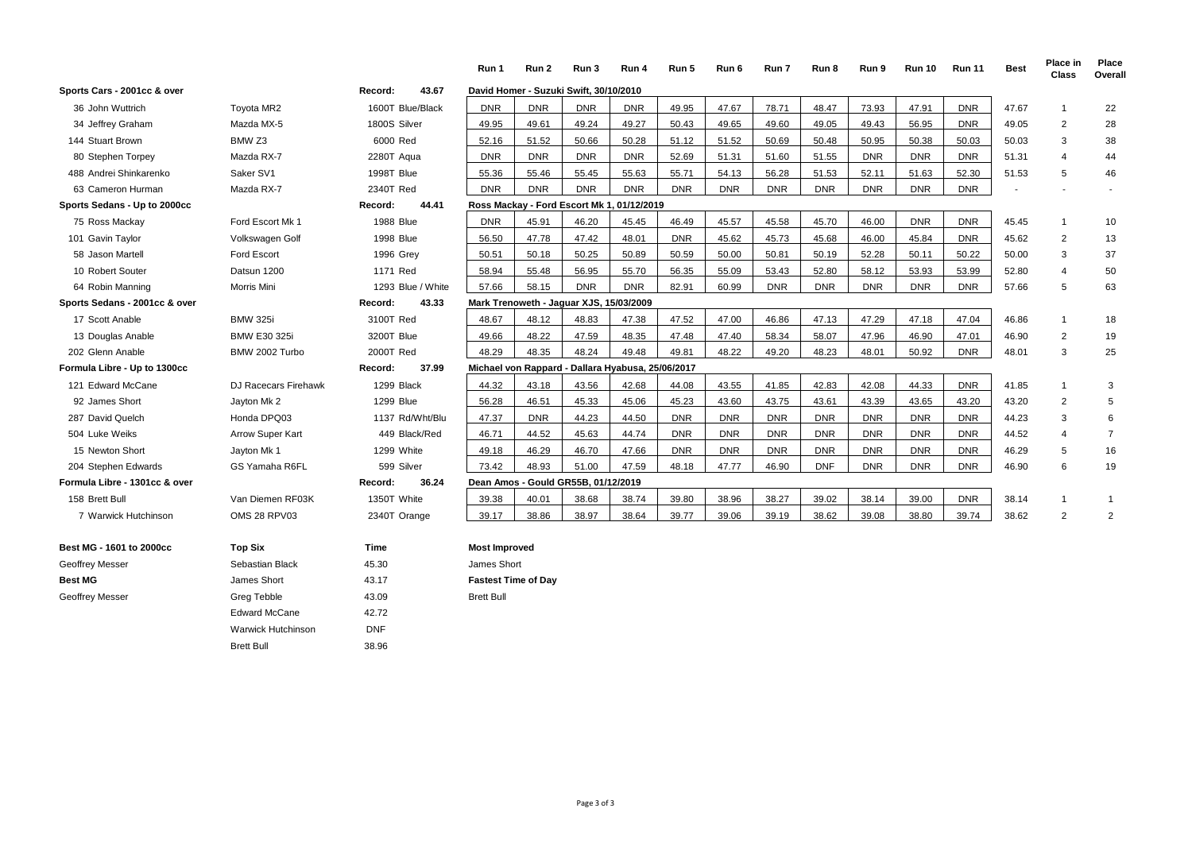| | | | Run 1 | Run 2 | Run 3 | Run 4 | Run 5 | Run 6 | Run 7 | Run 8 | Run 9 | Run 10 | Run 11 | Best | Place in Class | Place Overall |
|---|---|---|---|---|---|---|---|---|---|---|---|---|---|---|---|---|---|
| **Sports Cars - 2001cc & over** | | **Record: 43.67** | **David Homer - Suzuki Swift, 30/10/2010** | | | | | | | | | | | | | | |
| 36 John Wuttrich | Toyota MR2 | 1600T Blue/Black | DNR | DNR | DNR | DNR | 49.95 | 47.67 | 78.71 | 48.47 | 73.93 | 47.91 | DNR | 47.67 | 1 | 22 |
| 34 Jeffrey Graham | Mazda MX-5 | 1800S Silver | 49.95 | 49.61 | 49.24 | 49.27 | 50.43 | 49.65 | 49.60 | 49.05 | 49.43 | 56.95 | DNR | 49.05 | 2 | 28 |
| 144 Stuart Brown | BMW Z3 | 6000 Red | 52.16 | 51.52 | 50.66 | 50.28 | 51.12 | 51.52 | 50.69 | 50.48 | 50.95 | 50.38 | 50.03 | 50.03 | 3 | 38 |
| 80 Stephen Torpey | Mazda RX-7 | 2280T Aqua | DNR | DNR | DNR | DNR | 52.69 | 51.31 | 51.60 | 51.55 | DNR | DNR | DNR | 51.31 | 4 | 44 |
| 488 Andrei Shinkarenko | Saker SV1 | 1998T Blue | 55.36 | 55.46 | 55.45 | 55.63 | 55.71 | 54.13 | 56.28 | 51.53 | 52.11 | 51.63 | 52.30 | 51.53 | 5 | 46 |
| 63 Cameron Hurman | Mazda RX-7 | 2340T Red | DNR | DNR | DNR | DNR | DNR | DNR | DNR | DNR | DNR | DNR | DNR | - | - | - |
| **Sports Sedans - Up to 2000cc** | | **Record: 44.41** | **Ross Mackay - Ford Escort Mk 1, 01/12/2019** | | | | | | | | | | | | | | |
| 75 Ross Mackay | Ford Escort Mk 1 | 1988 Blue | DNR | 45.91 | 46.20 | 45.45 | 46.49 | 45.57 | 45.58 | 45.70 | 46.00 | DNR | DNR | 45.45 | 1 | 10 |
| 101 Gavin Taylor | Volkswagen Golf | 1998 Blue | 56.50 | 47.78 | 47.42 | 48.01 | DNR | 45.62 | 45.73 | 45.68 | 46.00 | 45.84 | DNR | 45.62 | 2 | 13 |
| 58 Jason Martell | Ford Escort | 1996 Grey | 50.51 | 50.18 | 50.25 | 50.89 | 50.59 | 50.00 | 50.81 | 50.19 | 52.28 | 50.11 | 50.22 | 50.00 | 3 | 37 |
| 10 Robert Souter | Datsun 1200 | 1171 Red | 58.94 | 55.48 | 56.95 | 55.70 | 56.35 | 55.09 | 53.43 | 52.80 | 58.12 | 53.93 | 53.99 | 52.80 | 4 | 50 |
| 64 Robin Manning | Morris Mini | 1293 Blue / White | 57.66 | 58.15 | DNR | DNR | 82.91 | 60.99 | DNR | DNR | DNR | DNR | DNR | 57.66 | 5 | 63 |
| **Sports Sedans - 2001cc & over** | | **Record: 43.33** | **Mark Trenoweth - Jaguar XJS, 15/03/2009** | | | | | | | | | | | | | | |
| 17 Scott Anable | BMW 325i | 3100T Red | 48.67 | 48.12 | 48.83 | 47.38 | 47.52 | 47.00 | 46.86 | 47.13 | 47.29 | 47.18 | 47.04 | 46.86 | 1 | 18 |
| 13 Douglas Anable | BMW E30 325i | 3200T Blue | 49.66 | 48.22 | 47.59 | 48.35 | 47.48 | 47.40 | 58.34 | 58.07 | 47.96 | 46.90 | 47.01 | 46.90 | 2 | 19 |
| 202 Glenn Anable | BMW 2002 Turbo | 2000T Red | 48.29 | 48.35 | 48.24 | 49.48 | 49.81 | 48.22 | 49.20 | 48.23 | 48.01 | 50.92 | DNR | 48.01 | 3 | 25 |
| **Formula Libre - Up to 1300cc** | | **Record: 37.99** | **Michael von Rappard - Dallara Hyabusa, 25/06/2017** | | | | | | | | | | | | | | |
| 121 Edward McCane | DJ Racecars Firehawk | 1299 Black | 44.32 | 43.18 | 43.56 | 42.68 | 44.08 | 43.55 | 41.85 | 42.83 | 42.08 | 44.33 | DNR | 41.85 | 1 | 3 |
| 92 James Short | Jayton Mk 2 | 1299 Blue | 56.28 | 46.51 | 45.33 | 45.06 | 45.23 | 43.60 | 43.75 | 43.61 | 43.39 | 43.65 | 43.20 | 43.20 | 2 | 5 |
| 287 David Quelch | Honda DPQ03 | 1137 Rd/Wht/Blu | 47.37 | DNR | 44.23 | 44.50 | DNR | DNR | DNR | DNR | DNR | DNR | DNR | 44.23 | 3 | 6 |
| 504 Luke Weiks | Arrow Super Kart | 449 Black/Red | 46.71 | 44.52 | 45.63 | 44.74 | DNR | DNR | DNR | DNR | DNR | DNR | DNR | 44.52 | 4 | 7 |
| 15 Newton Short | Jayton Mk 1 | 1299 White | 49.18 | 46.29 | 46.70 | 47.66 | DNR | DNR | DNR | DNR | DNR | DNR | DNR | 46.29 | 5 | 16 |
| 204 Stephen Edwards | GS Yamaha R6FL | 599 Silver | 73.42 | 48.93 | 51.00 | 47.59 | 48.18 | 47.77 | 46.90 | DNF | DNR | DNR | DNR | 46.90 | 6 | 19 |
| **Formula Libre - 1301cc & over** | | **Record: 36.24** | **Dean Amos - Gould GR55B, 01/12/2019** | | | | | | | | | | | | | | |
| 158 Brett Bull | Van Diemen RF03K | 1350T White | 39.38 | 40.01 | 38.68 | 38.74 | 39.80 | 38.96 | 38.27 | 39.02 | 38.14 | 39.00 | DNR | 38.14 | 1 | 1 |
| 7 Warwick Hutchinson | OMS 28 RPV03 | 2340T Orange | 39.17 | 38.86 | 38.97 | 38.64 | 39.77 | 39.06 | 39.19 | 38.62 | 39.08 | 38.80 | 39.74 | 38.62 | 2 | 2 |

**Best MG - 1601 to 2000cc**
Geoffrey Messer

**Best MG**
Geoffrey Messer

| Top Six | Time |
|---|---|
| Sebastian Black | 45.30 |
| James Short | 43.17 |
| Greg Tebble | 43.09 |
| Edward McCane | 42.72 |
| Warwick Hutchinson | DNF |
| Brett Bull | 38.96 |

**Most Improved**
James Short

**Fastest Time of Day**
Brett Bull